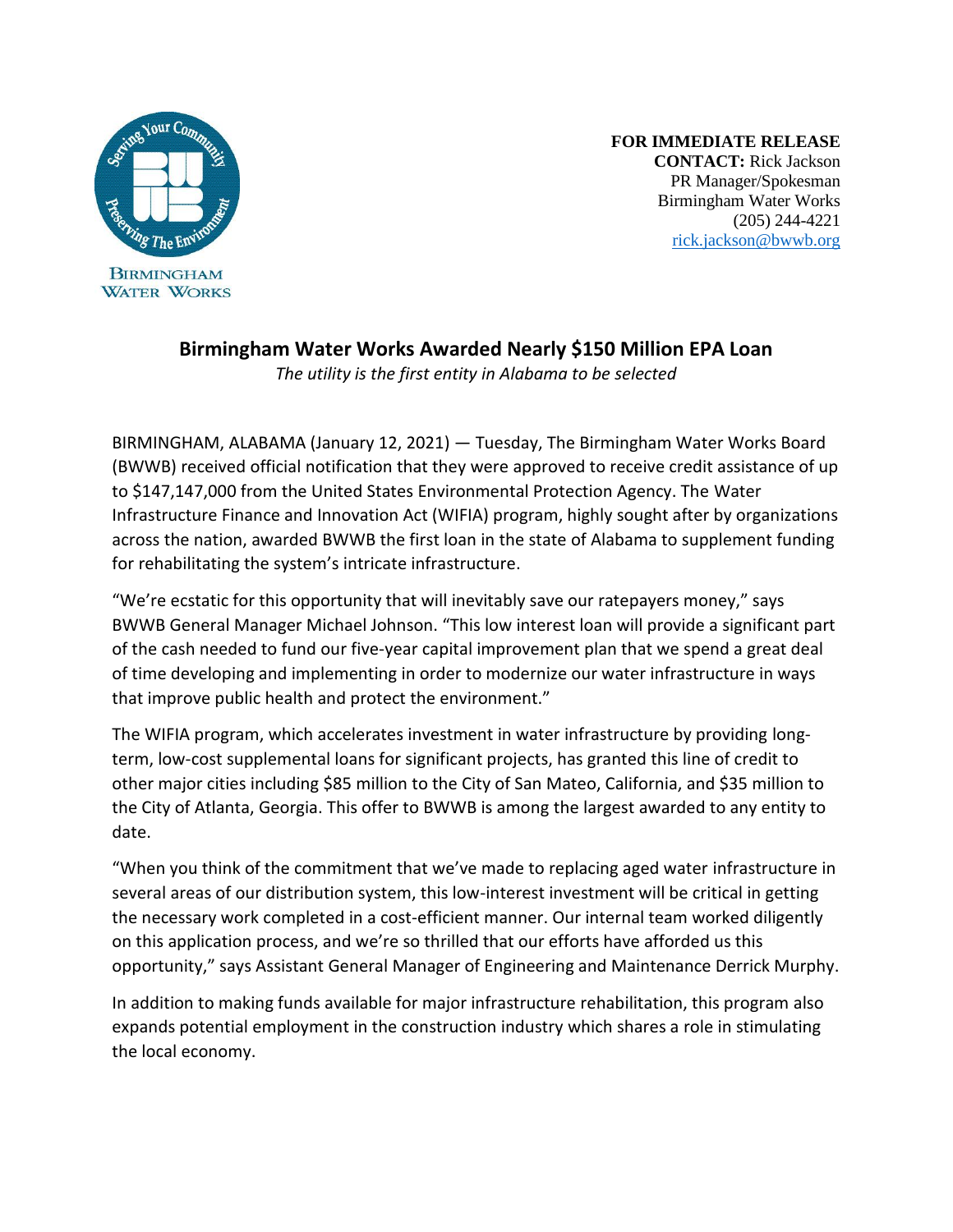Birmingham Water Works

**FOR IMMEDIATE RELEASE**
**CONTACT:** Rick Jackson
PR Manager/Spokesman
Birmingham Water Works
(205) 244-4221
rick.jackson@bwwb.org

# Birmingham Water Works Awarded Nearly $150 Million EPA Loan

*The utility is the first entity in Alabama to be selected*

BIRMINGHAM, ALABAMA (January 12, 2021) — Tuesday, The Birmingham Water Works Board (BWWB) received official notification that they were approved to receive credit assistance of up to $147,147,000 from the United States Environmental Protection Agency. The Water Infrastructure Finance and Innovation Act (WIFIA) program, highly sought after by organizations across the nation, awarded BWWB the first loan in the state of Alabama to supplement funding for rehabilitating the system's intricate infrastructure.

"We're ecstatic for this opportunity that will inevitably save our ratepayers money," says BWWB General Manager Michael Johnson. "This low interest loan will provide a significant part of the cash needed to fund our five-year capital improvement plan that we spend a great deal of time developing and implementing in order to modernize our water infrastructure in ways that improve public health and protect the environment."

The WIFIA program, which accelerates investment in water infrastructure by providing long-term, low-cost supplemental loans for significant projects, has granted this line of credit to other major cities including $85 million to the City of San Mateo, California, and $35 million to the City of Atlanta, Georgia. This offer to BWWB is among the largest awarded to any entity to date.

"When you think of the commitment that we've made to replacing aged water infrastructure in several areas of our distribution system, this low-interest investment will be critical in getting the necessary work completed in a cost-efficient manner. Our internal team worked diligently on this application process, and we're so thrilled that our efforts have afforded us this opportunity," says Assistant General Manager of Engineering and Maintenance Derrick Murphy.

In addition to making funds available for major infrastructure rehabilitation, this program also expands potential employment in the construction industry which shares a role in stimulating the local economy.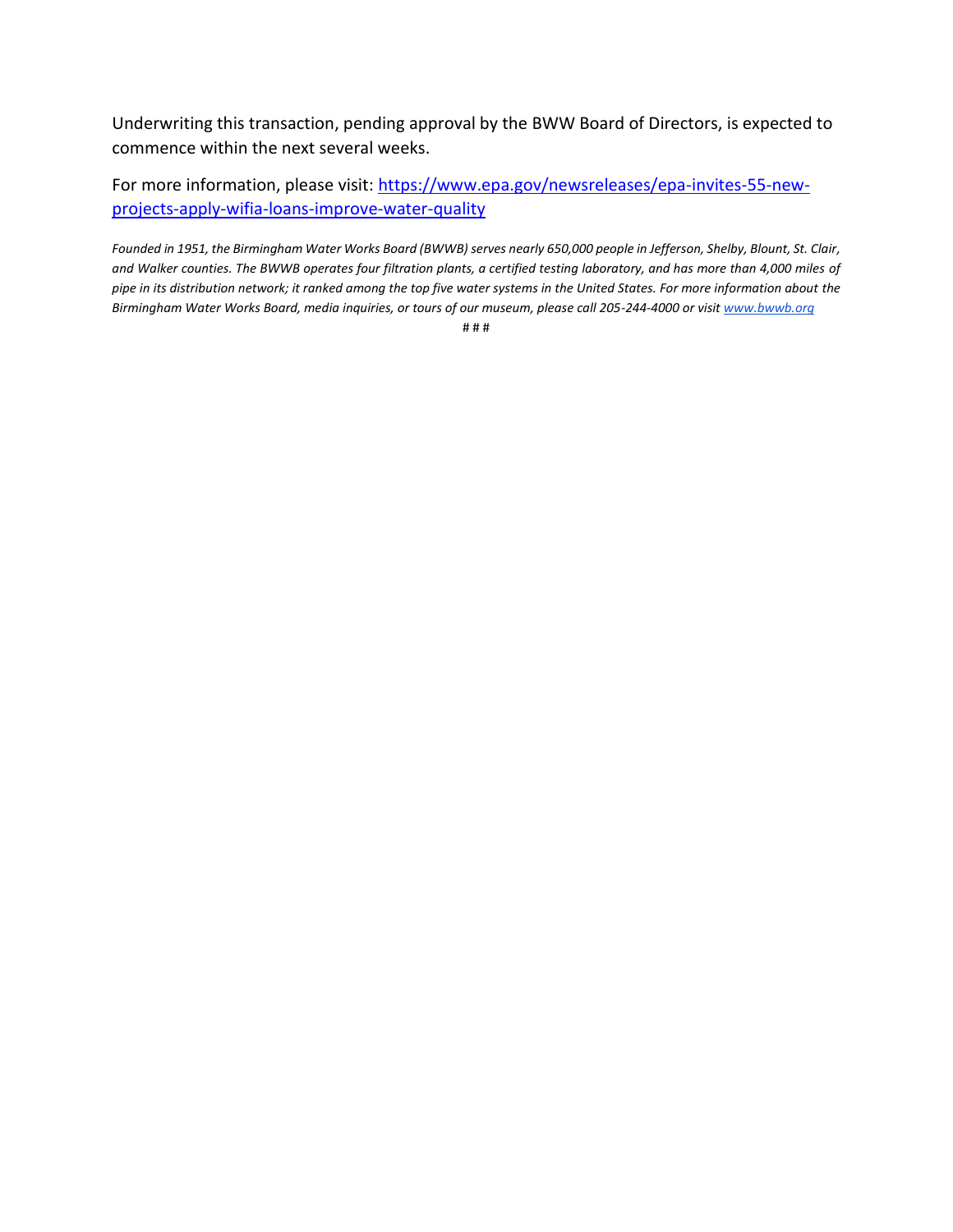Underwriting this transaction, pending approval by the BWW Board of Directors, is expected to commence within the next several weeks.

For more information, please visit: [https://www.epa.gov/newsreleases/epa-invites-55-new-projects-apply-wifia-loans-improve-water-quality](https://www.epa.gov/newsreleases/epa-invites-55-new-projects-apply-wifia-loans-improve-water-quality)

*Founded in 1951, the Birmingham Water Works Board (BWWB) serves nearly 650,000 people in Jefferson, Shelby, Blount, St. Clair, and Walker counties. The BWWB operates four filtration plants, a certified testing laboratory, and has more than 4,000 miles of pipe in its distribution network; it ranked among the top five water systems in the United States. For more information about the Birmingham Water Works Board, media inquiries, or tours of our museum, please call 205-244-4000 or visit [www.bwwb.org](http://www.bwwb.org)*

# # #